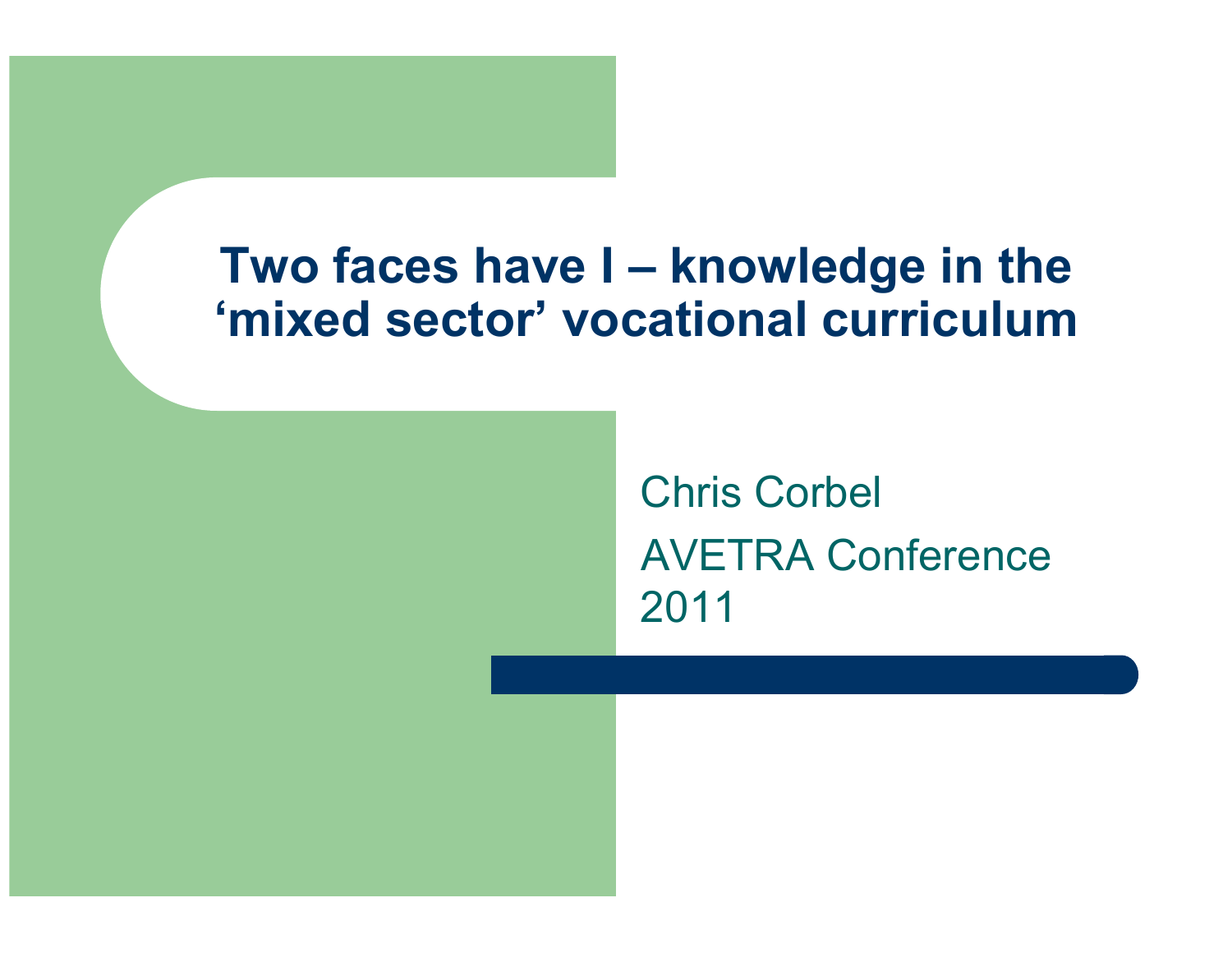# Two faces have I – knowledge in the 'mixed sector' vocational curriculum

Chris Corbel

AVETRA Conference 2011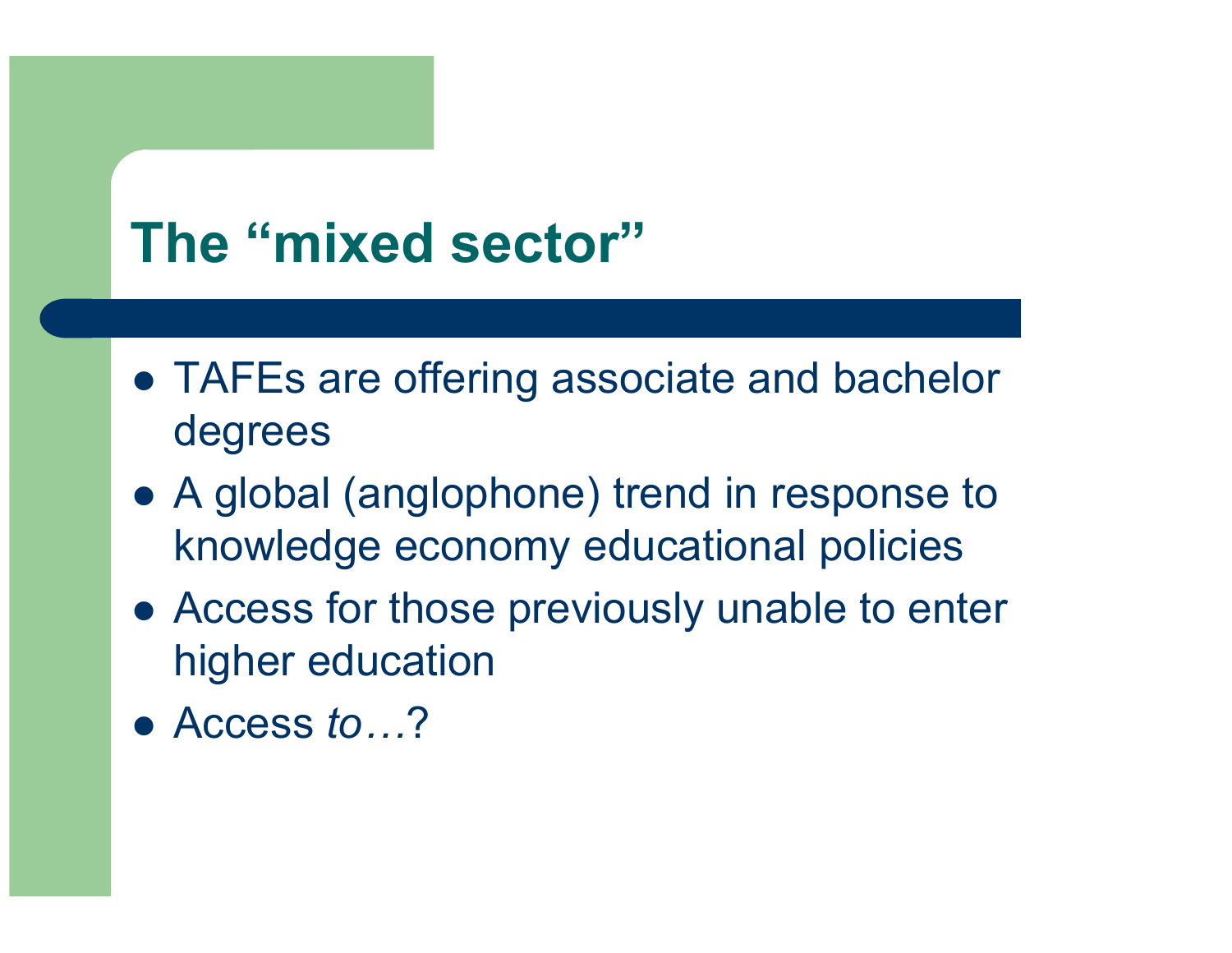# The "mixed sector"

- TAFEs are offering associate and bachelor degrees
- A global (anglophone) trend in response to knowledge economy educational policies
- Access for those previously unable to enter higher education
- Access *to…*?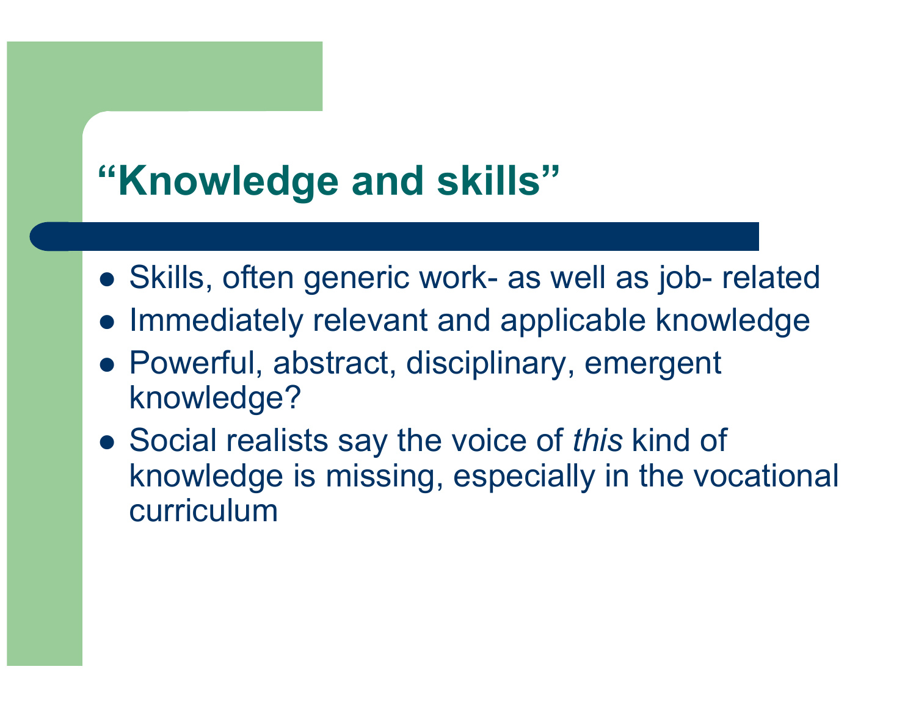# "Knowledge and skills"

- Skills, often generic work- as well as job- related
- Immediately relevant and applicable knowledge
- Powerful, abstract, disciplinary, emergent knowledge?
- Social realists say the voice of *this* kind of knowledge is missing, especially in the vocational curriculum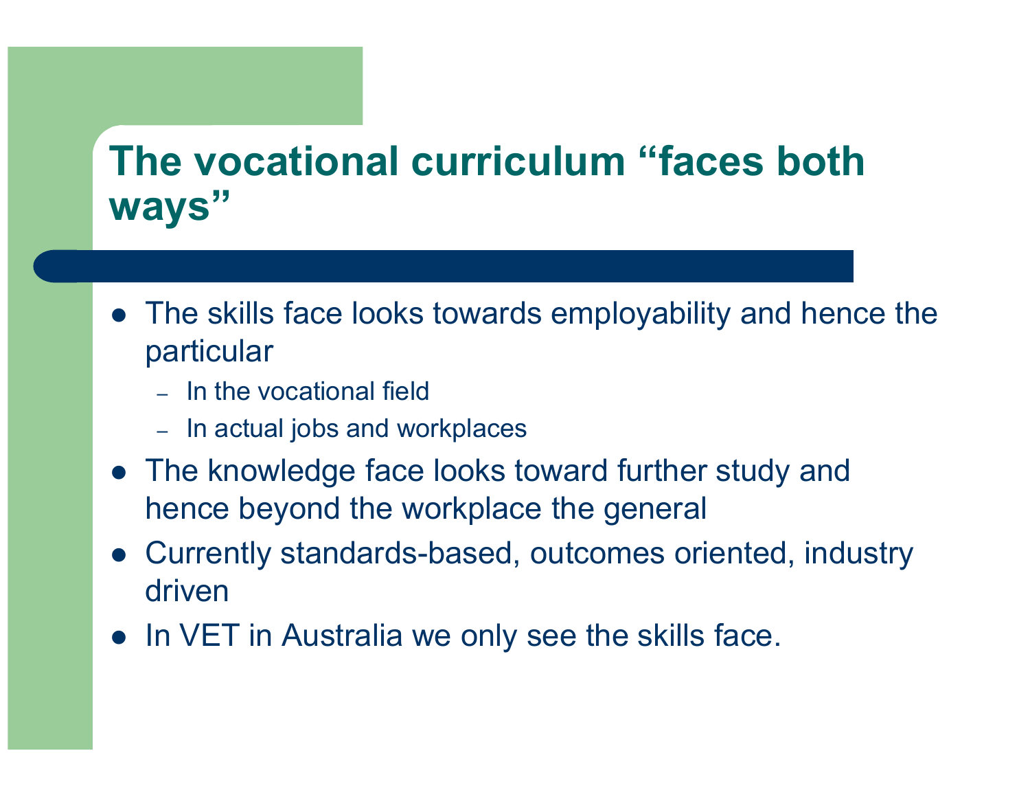# The vocational curriculum “faces both ways”

- The skills face looks towards employability and hence the particular
  - In the vocational field
  - In actual jobs and workplaces
- The knowledge face looks toward further study and hence beyond the workplace the general
- Currently standards-based, outcomes oriented, industry driven
- In VET in Australia we only see the skills face.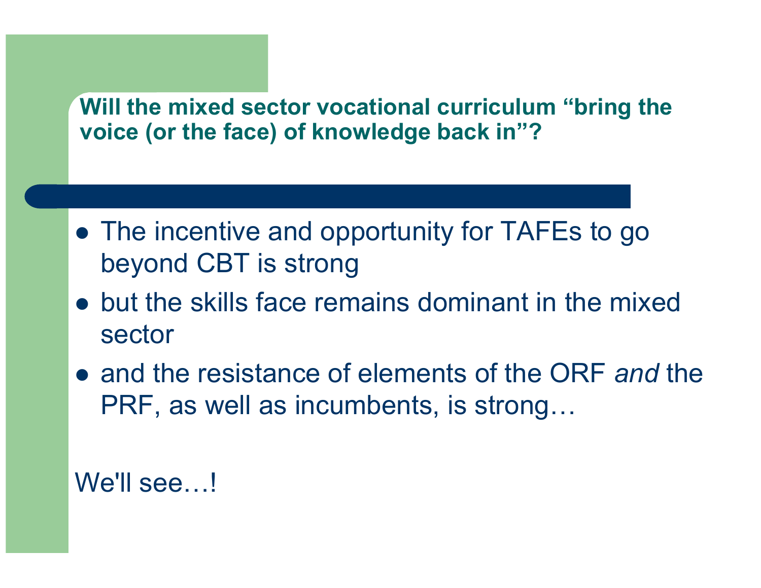## Will the mixed sector vocational curriculum “bring the voice (or the face) of knowledge back in”?

- The incentive and opportunity for TAFEs to go beyond CBT is strong
- but the skills face remains dominant in the mixed sector
- and the resistance of elements of the ORF *and* the PRF, as well as incumbents, is strong…

We'll see…!